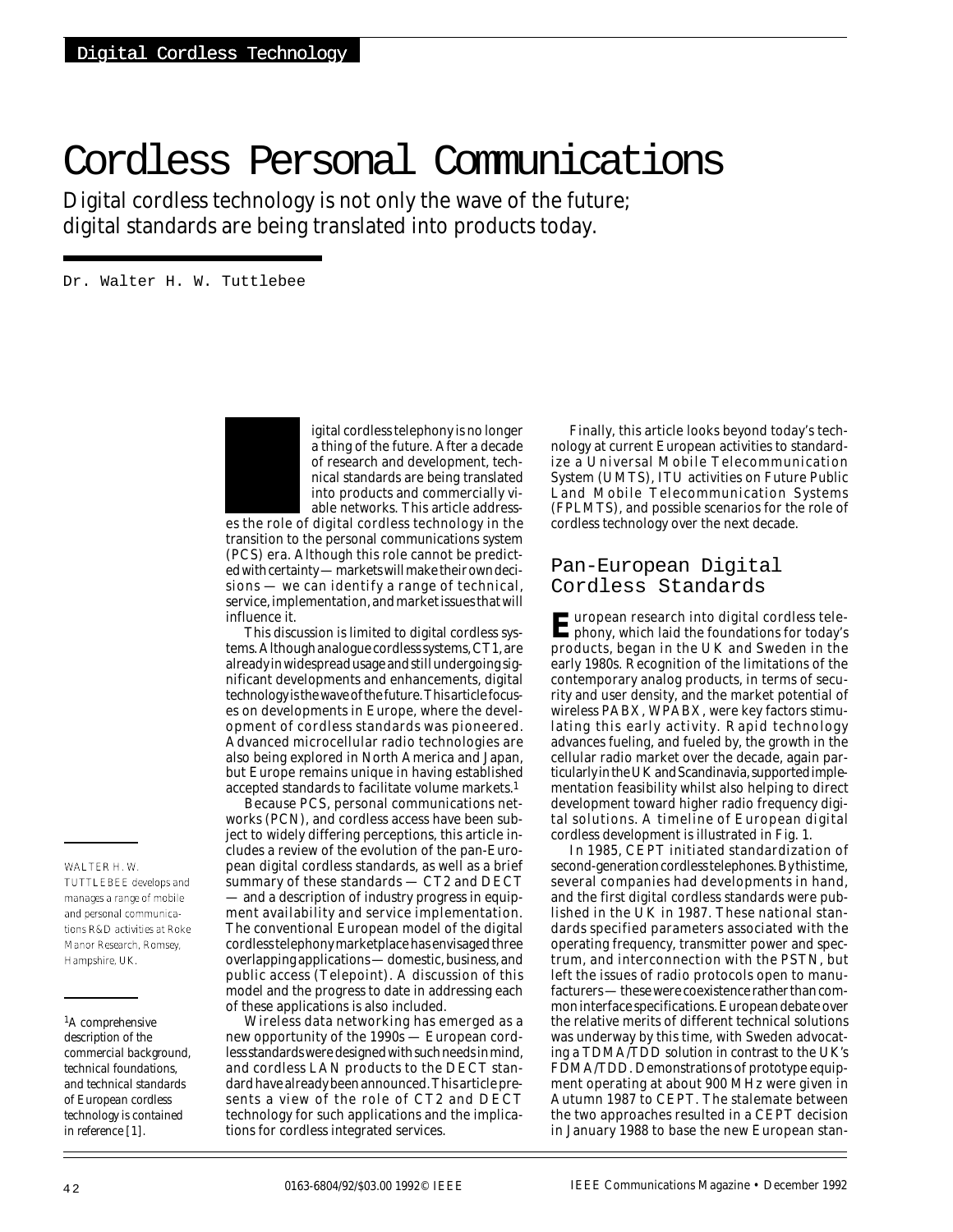# Cordless Personal Communications

Digital cordless technology is not only the wave of the future; digital standards are being translated into products today.

Dr. Walter H. W. Tuttlebee

Digital cordless telephony is no longer a thing of the future. After a decade of research and development, technical standards are being translated into products and commercially viable networks. This article addresses the role of digital cordless technology in the transition to the personal communications system (PCS) era. Although this role cannot be predicted with certainty — markets will make their own decisions — we can identify a range of technical, service, implementation, and market issues that will influence it.

This discussion is limited to digital cordless systems. Although analogue cordless systems, CT1, are already in widespread usage and still undergoing significant developments and enhancements, digital technology is the wave of the future. This article focuses on developments in Europe, where the development of cordless standards was pioneered. Advanced microcellular radio technologies are also being explored in North America and Japan, but Europe remains unique in having established accepted standards to facilitate volume markets.[1]

Because PCS, personal communications networks (PCN), and cordless access have been subject to widely differing perceptions, this article includes a review of the evolution of the pan-European digital cordless standards, as well as a brief summary of these standards — CT2 and DECT — and a description of industry progress in equipment availability and service implementation. The conventional European model of the digital cordless telephony marketplace has envisaged three overlapping applications — domestic, business, and public access (Telepoint). A discussion of this model and the progress to date in addressing each of these applications is also included.

Wireless data networking has emerged as a new opportunity of the 1990s — European cordless standards were designed with such needs in mind, and cordless LAN products to the DECT standard have already been announced. This article presents a view of the role of CT2 and DECT technology for such applications and the implications for cordless integrated services.

Finally, this article looks beyond today's technology at current European activities to standardize a Universal Mobile Telecommunication System (UMTS), ITU activities on Future Public Land Mobile Telecommunication Systems (FPLMTS), and possible scenarios for the role of cordless technology over the next decade.

## Pan-European Digital Cordless Standards

European research into digital cordless telephony, which laid the foundations for today's products, began in the UK and Sweden in the early 1980s. Recognition of the limitations of the contemporary analog products, in terms of security and user density, and the market potential of wireless PABX, WPABX, were key factors stimulating this early activity. Rapid technology advances fueling, and fueled by, the growth in the cellular radio market over the decade, again particularly in the UK and Scandinavia, supported implementation feasibility whilst also helping to direct development toward higher radio frequency digital solutions. A timeline of European digital cordless development is illustrated in Fig. 1.

In 1985, CEPT initiated standardization of second-generation cordless telephones. By this time, several companies had developments in hand, and the first digital cordless standards were published in the UK in 1987. These national standards specified parameters associated with the operating frequency, transmitter power and spectrum, and interconnection with the PSTN, but left the issues of radio protocols open to manufacturers — these were coexistence rather than common interface specifications. European debate over the relative merits of different technical solutions was underway by this time, with Sweden advocating a TDMA/TDD solution in contrast to the UK's FDMA/TDD. Demonstrations of prototype equipment operating at about 900 MHz were given in Autumn 1987 to CEPT. The stalemate between the two approaches resulted in a CEPT decision in January 1988 to base the new European stan-

WALTER H. W. TUTTLEBEE develops and manages a range of mobile and personal communications R&D activities at Roke Manor Research, Romsey, Hampshire, UK.

[1] A comprehensive description of the commercial background, technical foundations, and technical standards of European cordless technology is contained in reference [1].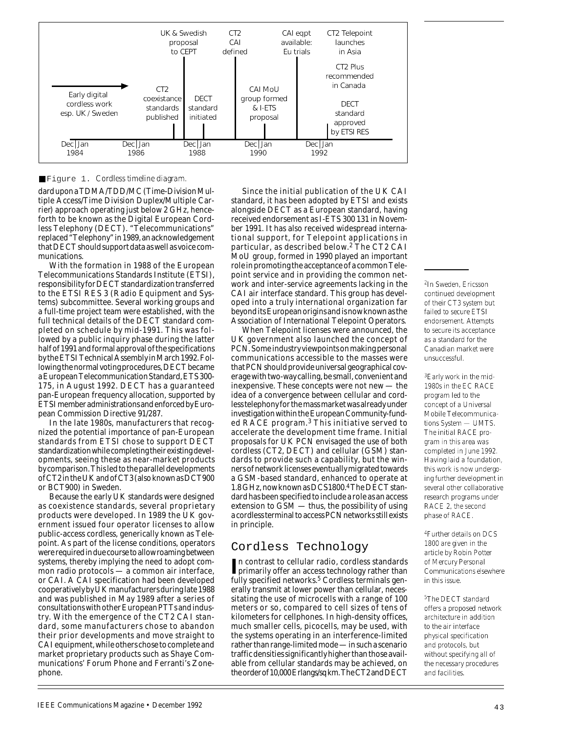| Dec \| Jan 1984 | Dec \| Jan 1986 | Dec \| Jan 1988 | Dec \| Jan 1990 | Dec \| Jan 1992 |
| --- | --- | --- | --- | --- |
| Early digital cordless work esp. UK / Sweden | CT2 coexistance standards published; UK & Swedish proposal to CEPT | DECT standard initiated; CT2 CAI defined | CAI MoU group formed & I-ETS proposal; CAI eqpt available: Eu trials | CT2 Telepoint launches in Asia; CT2 Plus recommended in Canada; DECT standard approved by ETSI RES |

Figure 1. Cordless timeline diagram.

dard upon a TDMA/TDD/MC (Time-Division Multiple Access/Time Division Duplex/Multiple Carrier) approach operating just below 2 GHz, henceforth to be known as the Digital European Cordless Telephony (DECT). "Telecommunications" replaced "Telephony" in 1989, an acknowledgement that DECT should support data as well as voice communications.

With the formation in 1988 of the European Telecommunications Standards Institute (ETSI), responsibility for DECT standardization transferred to the ETSI RES 3 (Radio Equipment and Systems) subcommittee. Several working groups and a full-time project team were established, with the full technical details of the DECT standard completed on schedule by mid-1991. This was followed by a public inquiry phase during the latter half of 1991 and formal approval of the specifications by the ETSI Technical Assembly in March 1992. Following the normal voting procedures, DECT became a European Telecommunication Standard, ETS 300-175, in August 1992. DECT has a guaranteed pan-European frequency allocation, supported by ETSI member administrations and enforced by European Commission Directive 91/287.

In the late 1980s, manufacturers that recognized the potential importance of pan-European standards from ETSI chose to support DECT standardization while completing their existing developments, seeing these as near-market products by comparison. This led to the parallel developments of CT2 in the UK and of CT3 (also known as DCT900 or BCT900) in Sweden.

Because the early UK standards were designed as coexistence standards, several proprietary products were developed. In 1989 the UK government issued four operator licenses to allow public-access cordless, generically known as Telepoint. As part of the license conditions, operators were required in due course to allow roaming between systems, thereby implying the need to adopt common radio protocols — a common air interface, or CAI. A CAI specification had been developed cooperatively by UK manufacturers during late 1988 and was published in May 1989 after a series of consultations with other European PTTs and industry. With the emergence of the CT2 CAI standard, some manufacturers chose to abandon their prior developments and move straight to CAI equipment, while others chose to complete and market proprietary products such as Shaye Communications' Forum Phone and Ferranti's Zonephone.

Since the initial publication of the UK CAI standard, it has been adopted by ETSI and exists alongside DECT as a European standard, having received endorsement as I-ETS 300 131 in November 1991. It has also received widespread international support, for Telepoint applications in particular, as described below.[2] The CT2 CAI MoU group, formed in 1990 played an important role in promoting the acceptance of a common Telepoint service and in providing the common network and inter-service agreements lacking in the CAI air interface standard. This group has developed into a truly international organization far beyond its European origins and is now known as the Association of International Telepoint Operators.

When Telepoint licenses were announced, the UK government also launched the concept of PCN. Some industry viewpoints on making personal communications accessible to the masses were that PCN should provide universal geographical coverage with two-way calling, be small, convenient and inexpensive. These concepts were not new — the idea of a convergence between cellular and cordless telephony for the mass market was already under investigation within the European Community-funded RACE program.[3] This initiative served to accelerate the development time frame. Initial proposals for UK PCN envisaged the use of both cordless (CT2, DECT) and cellular (GSM) standards to provide such a capability, but the winners of network licenses eventually migrated towards a GSM-based standard, enhanced to operate at 1.8 GHz, now known as DCS1800.[4] The DECT standard has been specified to include a role as an access extension to GSM — thus, the possibility of using a cordless terminal to access PCN networks still exists in principle.

## Cordless Technology

In contrast to cellular radio, cordless standards primarily offer an access technology rather than fully specified networks.[5] Cordless terminals generally transmit at lower power than cellular, necessitating the use of microcells with a range of 100 meters or so, compared to cell sizes of tens of kilometers for cellphones. In high-density offices, much smaller cells, picocells, may be used, with the systems operating in an interference-limited rather than range-limited mode — in such a scenario traffic densities significantly higher than those available from cellular standards may be achieved, on the order of 10,000 Erlangs/sq km. The CT2 and DECT

---

[2] In Sweden, Ericsson continued development of their CT3 system but failed to secure ETSI endorsement. Attempts to secure its acceptance as a standard for the Canadian market were unsuccessful.

[3] Early work in the mid-1980s in the EC RACE program led to the concept of a Universal Mobile Telecommunications System — UMTS. The initial RACE program was completed in June 1992. Having laid a foundation, this work is now undergoing further development in several other collaborative research programs under RACE 2, the second phase of RACE.

[4] Further details on DCS 1800 are given in the article by Robin Potter of Mercury Personal Communications elsewhere in this issue.

[5] The DECT standard offers a proposed network architecture in addition to the air interface physical specification and protocols, but without specifying all of the necessary procedures and facilities.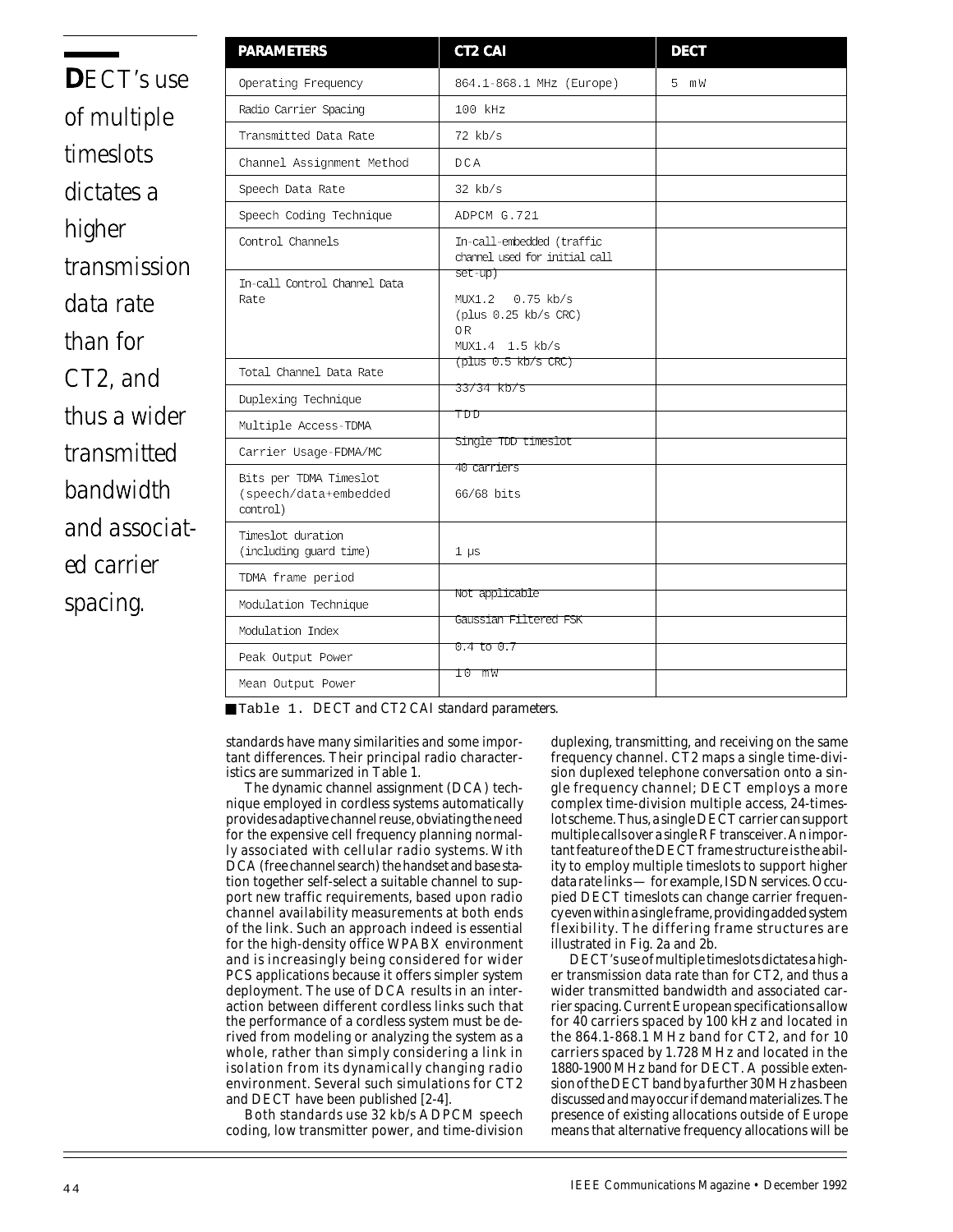> **D**ECT's use of multiple timeslots dictates a higher transmission data rate than for CT2, and thus a wider transmitted bandwidth and associated carrier spacing.

| PARAMETERS | CT2 CAI | DECT |
|---|---|---|
| Operating Frequency | 864.1-868.1 MHz (Europe) | 5 mW |
| Radio Carrier Spacing | 100 kHz | |
| Transmitted Data Rate | 72 kb/s | |
| Channel Assignment Method | DCA | |
| Speech Data Rate | 32 kb/s | |
| Speech Coding Technique | ADPCM G.721 | |
| Control Channels | In-call-embedded (traffic channel used for initial call set-up) | |
| In-call Control Channel Data Rate | MUX1.2 0.75 kb/s (plus 0.25 kb/s CRC) OR MUX1.4 1.5 kb/s (plus 0.5 kb/s CRC) | |
| Total Channel Data Rate | 33/34 kb/s | |
| Duplexing Technique | TDD | |
| Multiple Access-TDMA | Single TDD timeslot | |
| Carrier Usage-FDMA/MC | 40 carriers | |
| Bits per TDMA Timeslot (speech/data+embedded control) | 66/68 bits | |
| Timeslot duration (including guard time) | 1 µs | |
| TDMA frame period | Not applicable | |
| Modulation Technique | Gaussian Filtered FSK | |
| Modulation Index | 0.4 to 0.7 | |
| Peak Output Power | 10 mW | |
| Mean Output Power | | |

■ Table 1. DECT and CT2 CAI standard parameters.

standards have many similarities and some important differences. Their principal radio characteristics are summarized in Table 1.

The dynamic channel assignment (DCA) technique employed in cordless systems automatically provides adaptive channel reuse, obviating the need for the expensive cell frequency planning normally associated with cellular radio systems. With DCA (free channel search) the handset and base station together self-select a suitable channel to support new traffic requirements, based upon radio channel availability measurements at both ends of the link. Such an approach indeed is essential for the high-density office WPABX environment and is increasingly being considered for wider PCS applications because it offers simpler system deployment. The use of DCA results in an interaction between different cordless links such that the performance of a cordless system must be derived from modeling or analyzing the system as a whole, rather than simply considering a link in isolation from its dynamically changing radio environment. Several such simulations for CT2 and DECT have been published [2-4].

Both standards use 32 kb/s ADPCM speech coding, low transmitter power, and time-division duplexing, transmitting, and receiving on the same frequency channel. CT2 maps a single time-division duplexed telephone conversation onto a single frequency channel; DECT employs a more complex time-division multiple access, 24-timeslot scheme. Thus, a single DECT carrier can support multiple calls over a single RF transceiver. An important feature of the DECT frame structure is the ability to employ multiple timeslots to support higher data rate links — for example, ISDN services. Occupied DECT timeslots can change carrier frequency even within a single frame, providing added system flexibility. The differing frame structures are illustrated in Fig. 2a and 2b.

DECT's use of multiple timeslots dictates a higher transmission data rate than for CT2, and thus a wider transmitted bandwidth and associated carrier spacing. Current European specifications allow for 40 carriers spaced by 100 kHz and located in the 864.1-868.1 MHz band for CT2, and for 10 carriers spaced by 1.728 MHz and located in the 1880-1900 MHz band for DECT. A possible extension of the DECT band by a further 30 MHz has been discussed and may occur if demand materializes. The presence of existing allocations outside of Europe means that alternative frequency allocations will be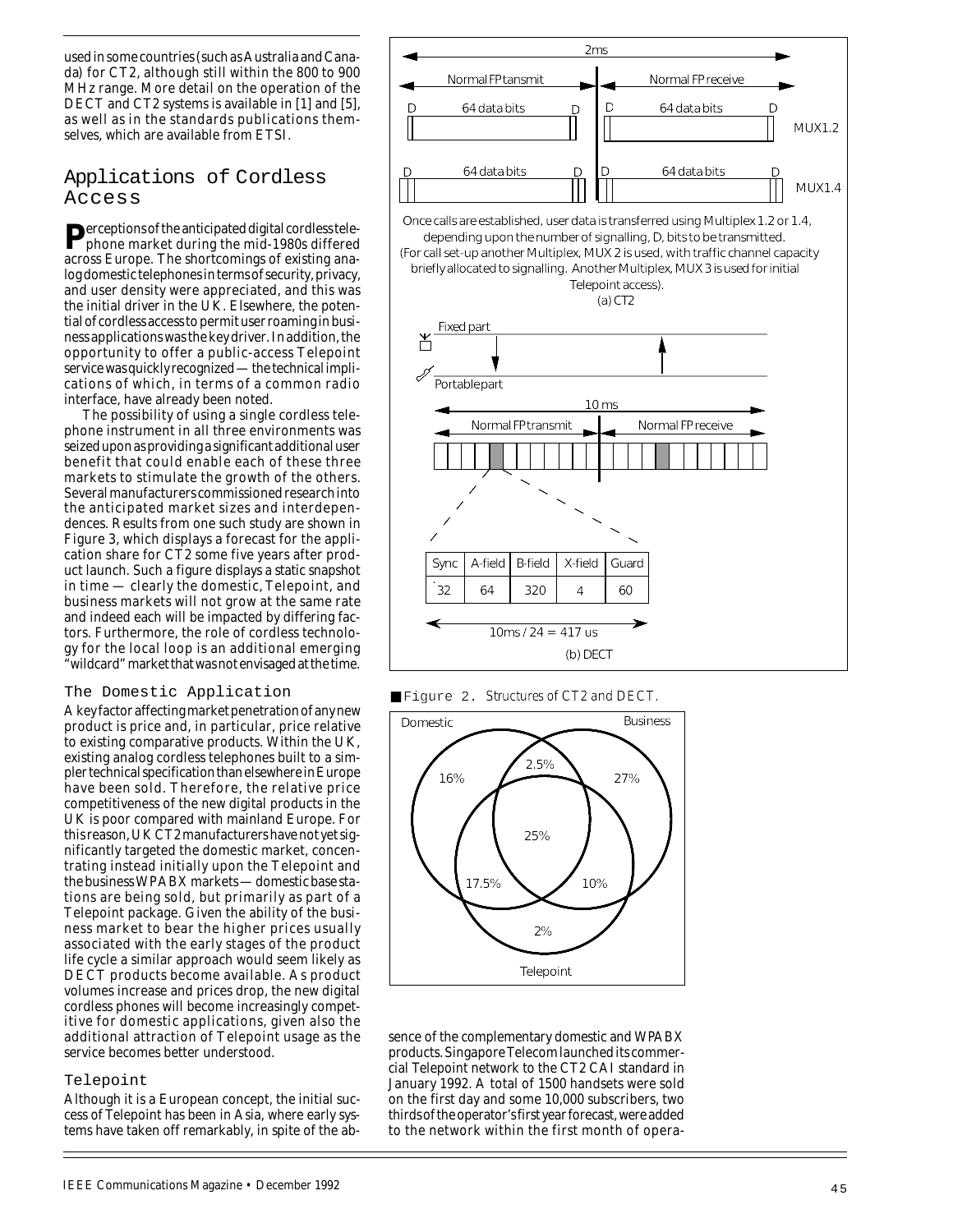used in some countries (such as Australia and Canada) for CT2, although still within the 800 to 900 MHz range. More detail on the operation of the DECT and CT2 systems is available in [1] and [5], as well as in the standards publications themselves, which are available from ETSI.

## Applications of Cordless Access

Perceptions of the anticipated digital cordless telephone market during the mid-1980s differed across Europe. The shortcomings of existing analog domestic telephones in terms of security, privacy, and user density were appreciated, and this was the initial driver in the UK. Elsewhere, the potential of cordless access to permit user roaming in business applications was the key driver. In addition, the opportunity to offer a public-access Telepoint service was quickly recognized — the technical implications of which, in terms of a common radio interface, have already been noted.

The possibility of using a single cordless telephone instrument in all three environments was seized upon as providing a significant additional user benefit that could enable each of these three markets to stimulate the growth of the others. Several manufacturers commissioned research into the anticipated market sizes and interdependences. Results from one such study are shown in Figure 3, which displays a forecast for the application share for CT2 some five years after product launch. Such a figure displays a static snapshot in time — clearly the domestic, Telepoint, and business markets will not grow at the same rate and indeed each will be impacted by differing factors. Furthermore, the role of cordless technology for the local loop is an additional emerging "wildcard" market that was not envisaged at the time.

### The Domestic Application

A key factor affecting market penetration of any new product is price and, in particular, price relative to existing comparative products. Within the UK, existing analog cordless telephones built to a simpler technical specification than elsewhere in Europe have been sold. Therefore, the relative price competitiveness of the new digital products in the UK is poor compared with mainland Europe. For this reason, UK CT2 manufacturers have not yet significantly targeted the domestic market, concentrating instead initially upon the Telepoint and the business WPABX markets — domestic base stations are being sold, but primarily as part of a Telepoint package. Given the ability of the business market to bear the higher prices usually associated with the early stages of the product life cycle a similar approach would seem likely as DECT products become available. As product volumes increase and prices drop, the new digital cordless phones will become increasingly competitive for domestic applications, given also the additional attraction of Telepoint usage as the service becomes better understood.

### Telepoint

Although it is a European concept, the initial success of Telepoint has been in Asia, where early systems have taken off remarkably, in spite of the absence of the complementary domestic and WPABX products. Singapore Telecom launched its commercial Telepoint network to the CT2 CAI standard in January 1992. A total of 1500 handsets were sold on the first day and some 10,000 subscribers, two thirds of the operator's first year forecast, were added to the network within the first month of opera-

Once calls are established, user data is transferred using Multiplex 1.2 or 1.4, depending upon the number of signalling, D, bits to be transmitted. (For call set-up another Multiplex, MUX 2 is used, with traffic channel capacity briefly allocated to signalling. Another Multiplex, MUX 3 is used for initial Telepoint access).

(a) CT2

| Sync | A-field | B-field | X-field | Guard |
|---|---|---|---|---|
| 32 | 64 | 320 | 4 | 60 |

10ms / 24 = 417 us

(b) DECT

Figure 2. Structures of CT2 and DECT.

Figure 3. (Domestic 16%, Business 27%, Telepoint 2%, Domestic∩Business 2.5%, Domestic∩Telepoint 17.5%, Business∩Telepoint 10%, all three 25%)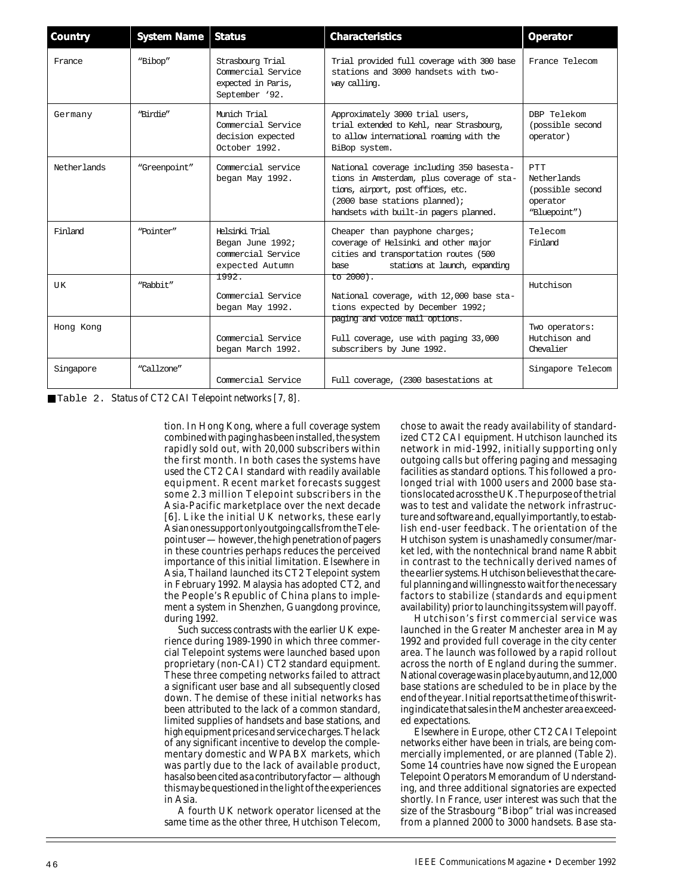| Country | System Name | Status | Characteristics | Operator |
|---|---|---|---|---|
| France | "Bibop" | Strasbourg Trial Commercial Service expected in Paris, September '92. | Trial provided full coverage with 300 base stations and 3000 handsets with two-way calling. | France Telecom |
| Germany | "Birdie" | Munich Trial Commercial Service decision expected October 1992. | Approximately 3000 trial users, trial extended to Kehl, near Strasbourg, to allow international roaming with the BiBop system. | DBP Telekom (possible second operator) |
| Netherlands | "Greenpoint" | Commercial service began May 1992. | National coverage including 350 basestations in Amsterdam, plus coverage of stations, airport, post offices, etc. (2000 base stations planned); handsets with built-in pagers planned. | PTT Netherlands (possible second operator "Bluepoint") |
| Finland | "Pointer" | Helsinki Trial Began June 1992; commercial Service expected Autumn 1992. | Cheaper than payphone charges; coverage of Helsinki and other major cities and transportation routes (500 base stations at launch, expanding to 2000). | Telecom Finland |
| UK | "Rabbit" | Commercial Service began May 1992. | National coverage, with 12,000 base stations expected by December 1992; paging and voice mail options. | Hutchison |
| Hong Kong | | Commercial Service began March 1992. | Full coverage, use with paging 33,000 subscribers by June 1992. | Two operators: Hutchison and Chevalier |
| Singapore | "Callzone" | Commercial Service | Full coverage, (2300 basestations at | Singapore Telecom |

Table 2. Status of CT2 CAI Telepoint networks [7, 8].

tion. In Hong Kong, where a full coverage system combined with paging has been installed, the system rapidly sold out, with 20,000 subscribers within the first month. In both cases the systems have used the CT2 CAI standard with readily available equipment. Recent market forecasts suggest some 2.3 million Telepoint subscribers in the Asia-Pacific marketplace over the next decade [6]. Like the initial UK networks, these early Asian ones support only outgoing calls from the Telepoint user — however, the high penetration of pagers in these countries perhaps reduces the perceived importance of this initial limitation. Elsewhere in Asia, Thailand launched its CT2 Telepoint system in February 1992. Malaysia has adopted CT2, and the People's Republic of China plans to implement a system in Shenzhen, Guangdong province, during 1992.

Such success contrasts with the earlier UK experience during 1989-1990 in which three commercial Telepoint systems were launched based upon proprietary (non-CAI) CT2 standard equipment. These three competing networks failed to attract a significant user base and all subsequently closed down. The demise of these initial networks has been attributed to the lack of a common standard, limited supplies of handsets and base stations, and high equipment prices and service charges. The lack of any significant incentive to develop the complementary domestic and WPABX markets, which was partly due to the lack of available product, has also been cited as a contributory factor — although this may be questioned in the light of the experiences in Asia.

A fourth UK network operator licensed at the same time as the other three, Hutchison Telecom, chose to await the ready availability of standardized CT2 CAI equipment. Hutchison launched its network in mid-1992, initially supporting only outgoing calls but offering paging and messaging facilities as standard options. This followed a prolonged trial with 1000 users and 2000 base stations located across the UK. The purpose of the trial was to test and validate the network infrastructure and software and, equally importantly, to establish end-user feedback. The orientation of the Hutchison system is unashamedly consumer/market led, with the nontechnical brand name Rabbit in contrast to the technically derived names of the earlier systems. Hutchison believes that the careful planning and willingness to wait for the necessary factors to stabilize (standards and equipment availability) prior to launching its system will pay off.

Hutchison's first commercial service was launched in the Greater Manchester area in May 1992 and provided full coverage in the city center area. The launch was followed by a rapid rollout across the north of England during the summer. National coverage was in place by autumn, and 12,000 base stations are scheduled to be in place by the end of the year. Initial reports at the time of this writing indicate that sales in the Manchester area exceeded expectations.

Elsewhere in Europe, other CT2 CAI Telepoint networks either have been in trials, are being commercially implemented, or are planned (Table 2). Some 14 countries have now signed the European Telepoint Operators Memorandum of Understanding, and three additional signatories are expected shortly. In France, user interest was such that the size of the Strasbourg "Bibop" trial was increased from a planned 2000 to 3000 handsets. Base sta-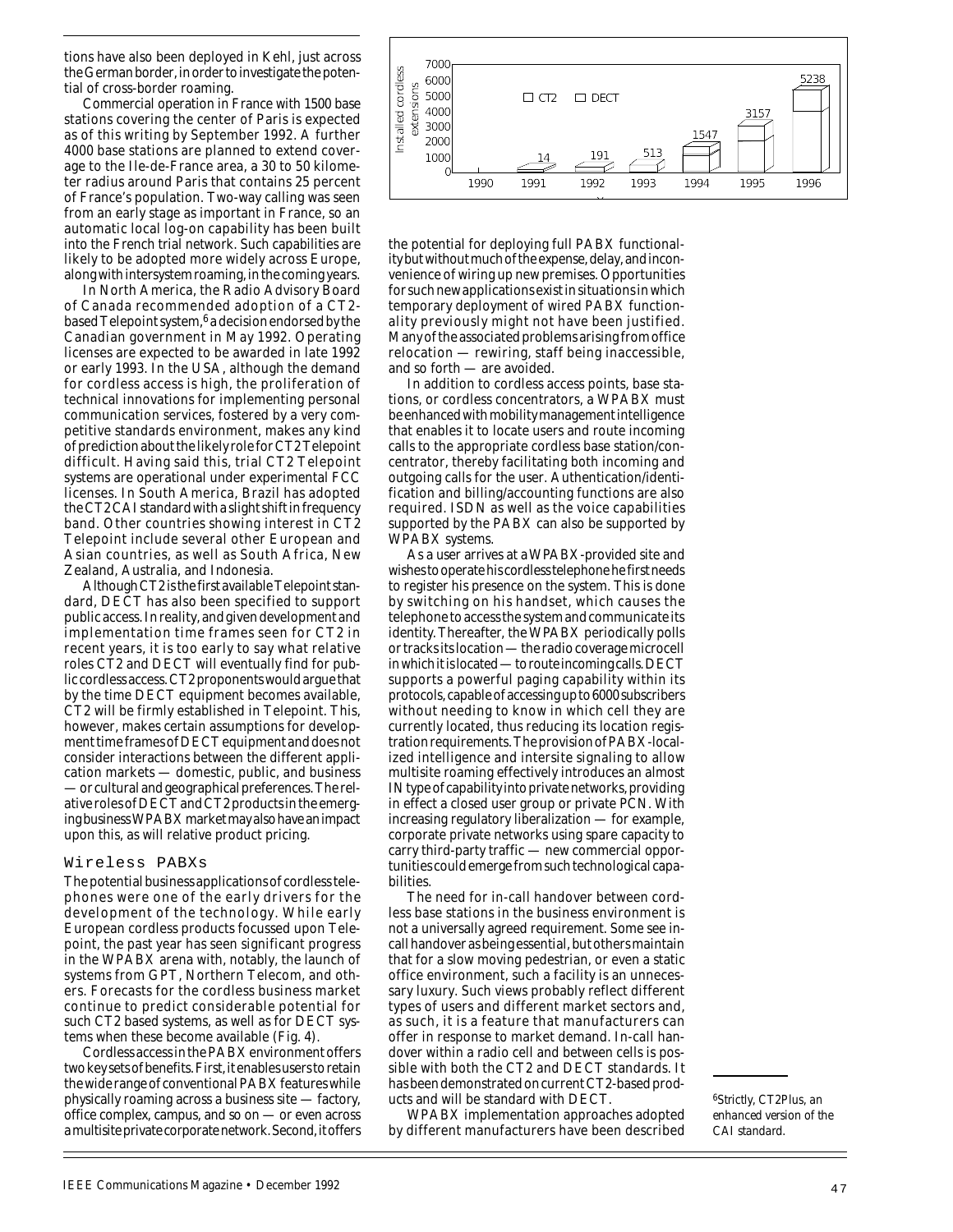tions have also been deployed in Kehl, just across the German border, in order to investigate the potential of cross-border roaming.

Commercial operation in France with 1500 base stations covering the center of Paris is expected as of this writing by September 1992. A further 4000 base stations are planned to extend coverage to the Ile-de-France area, a 30 to 50 kilometer radius around Paris that contains 25 percent of France's population. Two-way calling was seen from an early stage as important in France, so an automatic local log-on capability has been built into the French trial network. Such capabilities are likely to be adopted more widely across Europe, along with intersystem roaming, in the coming years.

In North America, the Radio Advisory Board of Canada recommended adoption of a CT2-based Telepoint system,[6] a decision endorsed by the Canadian government in May 1992. Operating licenses are expected to be awarded in late 1992 or early 1993. In the USA, although the demand for cordless access is high, the proliferation of technical innovations for implementing personal communication services, fostered by a very competitive standards environment, makes any kind of prediction about the likely role for CT2 Telepoint difficult. Having said this, trial CT2 Telepoint systems are operational under experimental FCC licenses. In South America, Brazil has adopted the CT2 CAI standard with a slight shift in frequency band. Other countries showing interest in CT2 Telepoint include several other European and Asian countries, as well as South Africa, New Zealand, Australia, and Indonesia.

Although CT2 is the first available Telepoint standard, DECT has also been specified to support public access. In reality, and given development and implementation time frames seen for CT2 in recent years, it is too early to say what relative roles CT2 and DECT will eventually find for public cordless access. CT2 proponents would argue that by the time DECT equipment becomes available, CT2 will be firmly established in Telepoint. This, however, makes certain assumptions for development time frames of DECT equipment and does not consider interactions between the different application markets — domestic, public, and business — or cultural and geographical preferences. The relative roles of DECT and CT2 products in the emerging business WPABX market may also have an impact upon this, as will relative product pricing.

## Wireless PABXs

The potential business applications of cordless telephones were one of the early drivers for the development of the technology. While early European cordless products focussed upon Telepoint, the past year has seen significant progress in the WPABX arena with, notably, the launch of systems from GPT, Northern Telecom, and others. Forecasts for the cordless business market continue to predict considerable potential for such CT2 based systems, as well as for DECT systems when these become available (Fig. 4).

Cordless access in the PABX environment offers two key sets of benefits. First, it enables users to retain the wide range of conventional PABX features while physically roaming across a business site — factory, office complex, campus, and so on — or even across a multisite private corporate network. Second, it offers the potential for deploying full PABX functionality but without much of the expense, delay, and inconvenience of wiring up new premises. Opportunities for such new applications exist in situations in which temporary deployment of wired PABX functionality previously might not have been justified. Many of the associated problems arising from office relocation — rewiring, staff being inaccessible, and so forth — are avoided.

In addition to cordless access points, base stations, or cordless concentrators, a WPABX must be enhanced with mobility management intelligence that enables it to locate users and route incoming calls to the appropriate cordless base station/concentrator, thereby facilitating both incoming and outgoing calls for the user. Authentication/identification and billing/accounting functions are also required. ISDN as well as the voice capabilities supported by the PABX can also be supported by WPABX systems.

As a user arrives at a WPABX-provided site and wishes to operate his cordless telephone he first needs to register his presence on the system. This is done by switching on his handset, which causes the telephone to access the system and communicate its identity. Thereafter, the WPABX periodically polls or tracks its location — the radio coverage microcell in which it is located — to route incoming calls. DECT supports a powerful paging capability within its protocols, capable of accessing up to 6000 subscribers without needing to know in which cell they are currently located, thus reducing its location registration requirements. The provision of PABX-localized intelligence and intersite signaling to allow multisite roaming effectively introduces an almost IN type of capability into private networks, providing in effect a closed user group or private PCN. With increasing regulatory liberalization — for example, corporate private networks using spare capacity to carry third-party traffic — new commercial opportunities could emerge from such technological capabilities.

The need for in-call handover between cordless base stations in the business environment is not a universally agreed requirement. Some see in-call handover as being essential, but others maintain that for a slow moving pedestrian, or even a static office environment, such a facility is an unnecessary luxury. Such views probably reflect different types of users and different market sectors and, as such, it is a feature that manufacturers can offer in response to market demand. In-call handover within a radio cell and between cells is possible with both the CT2 and DECT standards. It has been demonstrated on current CT2-based products and will be standard with DECT.

WPABX implementation approaches adopted by different manufacturers have been described

[6] Strictly, CT2Plus, an enhanced version of the CAI standard.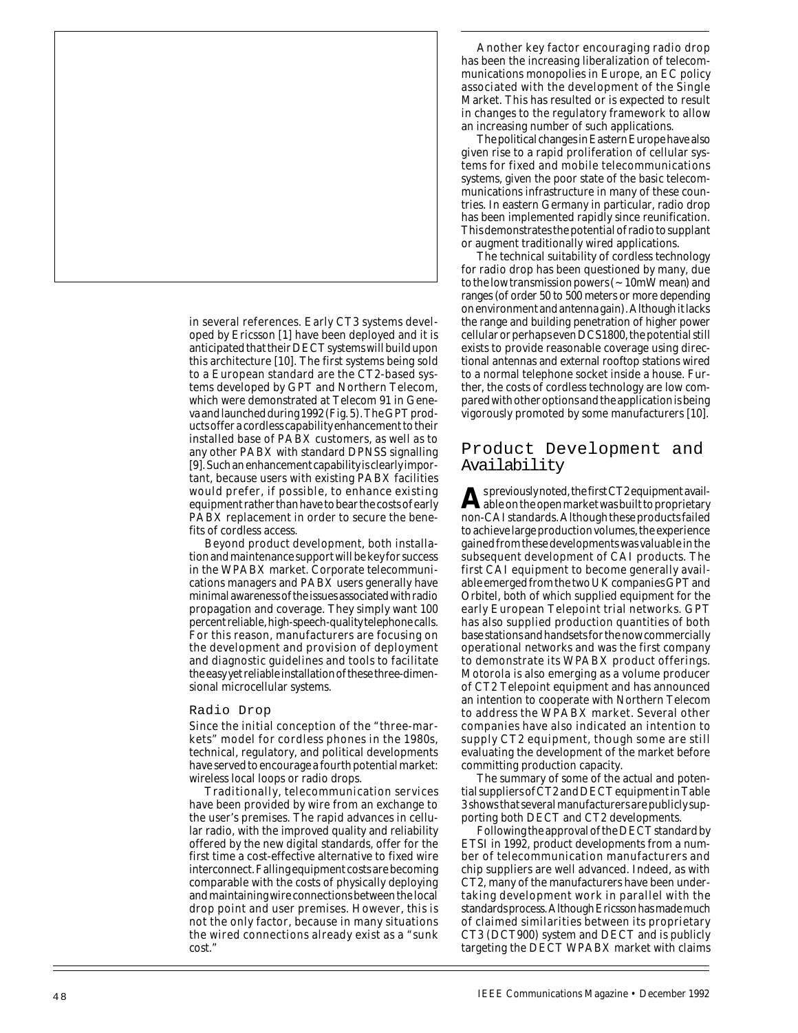in several references. Early CT3 systems developed by Ericsson [1] have been deployed and it is anticipated that their DECT systems will build upon this architecture [10]. The first systems being sold to a European standard are the CT2-based systems developed by GPT and Northern Telecom, which were demonstrated at Telecom 91 in Geneva and launched during 1992 (Fig. 5). The GPT products offer a cordless capability enhancement to their installed base of PABX customers, as well as to any other PABX with standard DPNSS signalling [9]. Such an enhancement capability is clearly important, because users with existing PABX facilities would prefer, if possible, to enhance existing equipment rather than have to bear the costs of early PABX replacement in order to secure the benefits of cordless access.

Beyond product development, both installation and maintenance support will be key for success in the WPABX market. Corporate telecommunications managers and PABX users generally have minimal awareness of the issues associated with radio propagation and coverage. They simply want 100 percent reliable, high-speech-quality telephone calls. For this reason, manufacturers are focusing on the development and provision of deployment and diagnostic guidelines and tools to facilitate the easy yet reliable installation of these three-dimensional microcellular systems.

### Radio Drop

Since the initial conception of the "three-markets" model for cordless phones in the 1980s, technical, regulatory, and political developments have served to encourage a fourth potential market: wireless local loops or radio drops.

Traditionally, telecommunication services have been provided by wire from an exchange to the user's premises. The rapid advances in cellular radio, with the improved quality and reliability offered by the new digital standards, offer for the first time a cost-effective alternative to fixed wire interconnect. Falling equipment costs are becoming comparable with the costs of physically deploying and maintaining wire connections between the local drop point and user premises. However, this is not the only factor, because in many situations the wired connections already exist as a "sunk cost."

Another key factor encouraging radio drop has been the increasing liberalization of telecommunications monopolies in Europe, an EC policy associated with the development of the Single Market. This has resulted or is expected to result in changes to the regulatory framework to allow an increasing number of such applications.

The political changes in Eastern Europe have also given rise to a rapid proliferation of cellular systems for fixed and mobile telecommunications systems, given the poor state of the basic telecommunications infrastructure in many of these countries. In eastern Germany in particular, radio drop has been implemented rapidly since reunification. This demonstrates the potential of radio to supplant or augment traditionally wired applications.

The technical suitability of cordless technology for radio drop has been questioned by many, due to the low transmission powers (~ 10mW mean) and ranges (of order 50 to 500 meters or more depending on environment and antenna gain). Although it lacks the range and building penetration of higher power cellular or perhaps even DCS1800, the potential still exists to provide reasonable coverage using directional antennas and external rooftop stations wired to a normal telephone socket inside a house. Further, the costs of cordless technology are low compared with other options and the application is being vigorously promoted by some manufacturers [10].

## Product Development and Availability

As previously noted, the first CT2 equipment available on the open market was built to proprietary non-CAI standards. Although these products failed to achieve large production volumes, the experience gained from these developments was valuable in the subsequent development of CAI products. The first CAI equipment to become generally available emerged from the two UK companies GPT and Orbitel, both of which supplied equipment for the early European Telepoint trial networks. GPT has also supplied production quantities of both base stations and handsets for the now commercially operational networks and was the first company to demonstrate its WPABX product offerings. Motorola is also emerging as a volume producer of CT2 Telepoint equipment and has announced an intention to cooperate with Northern Telecom to address the WPABX market. Several other companies have also indicated an intention to supply CT2 equipment, though some are still evaluating the development of the market before committing production capacity.

The summary of some of the actual and potential suppliers of CT2 and DECT equipment in Table 3 shows that several manufacturers are publicly supporting both DECT and CT2 developments.

Following the approval of the DECT standard by ETSI in 1992, product developments from a number of telecommunication manufacturers and chip suppliers are well advanced. Indeed, as with CT2, many of the manufacturers have been undertaking development work in parallel with the standards process. Although Ericsson has made much of claimed similarities between its proprietary CT3 (DCT900) system and DECT and is publicly targeting the DECT WPABX market with claims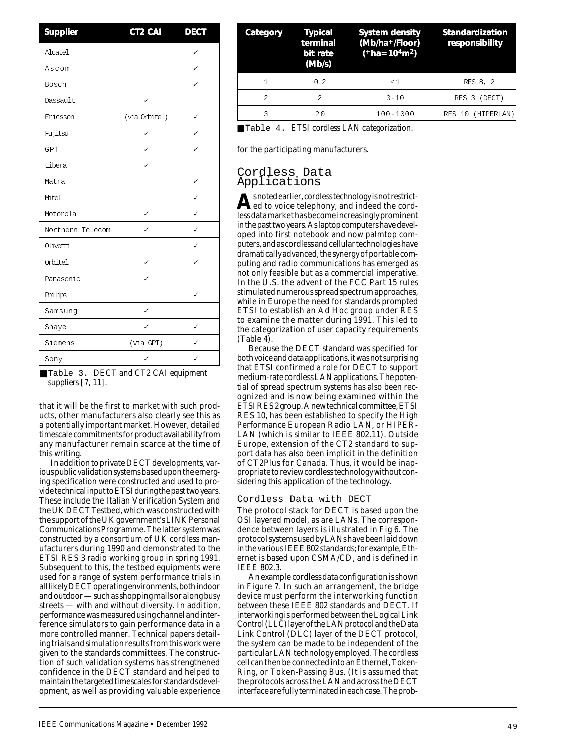| Supplier | CT2 CAI | DECT |
|---|---|---|
| Alcatel | | ✓ |
| Ascom | | ✓ |
| Bosch | | ✓ |
| Dassault | ✓ | |
| Ericsson | (via Orbitel) | ✓ |
| Fujitsu | ✓ | ✓ |
| GPT | ✓ | ✓ |
| Libera | ✓ | |
| Matra | | ✓ |
| Mitel | | ✓ |
| Motorola | ✓ | ✓ |
| Northern Telecom | ✓ | ✓ |
| Olivetti | | ✓ |
| Orbitel | ✓ | ✓ |
| Panasonic | ✓ | |
| Philips | | ✓ |
| Samsung | ✓ | |
| Shaye | ✓ | ✓ |
| Siemens | (via GPT) | ✓ |
| Sony | ✓ | ✓ |

Table 3. DECT and CT2 CAI equipment suppliers [7, 11].

that it will be the first to market with such products, other manufacturers also clearly see this as a potentially important market. However, detailed timescale commitments for product availability from any manufacturer remain scarce at the time of this writing.

In addition to private DECT developments, various public validation systems based upon the emerging specification were constructed and used to provide technical input to ETSI during the past two years. These include the Italian Verification System and the UK DECT Testbed, which was constructed with the support of the UK government's LINK Personal Communications Programme. The latter system was constructed by a consortium of UK cordless manufacturers during 1990 and demonstrated to the ETSI RES 3 radio working group in spring 1991. Subsequent to this, the testbed equipments were used for a range of system performance trials in all likely DECT operating environments, both indoor and outdoor — such as shopping malls or along busy streets — with and without diversity. In addition, performance was measured using channel and interference simulators to gain performance data in a more controlled manner. Technical papers detailing trials and simulation results from this work were given to the standards committees. The construction of such validation systems has strengthened confidence in the DECT standard and helped to maintain the targeted timescales for standards development, as well as providing valuable experience for the participating manufacturers.

| Category | Typical terminal bit rate (Mb/s) | System density (Mb/ha*/Floor) (*ha = $10^4$m$^2$) | Standardization responsibility |
|---|---|---|---|
| 1 | 0.2 | < 1 | RES 8, 2 |
| 2 | 2 | 3 - 10 | RES 3 (DECT) |
| 3 | 20 | 100 - 1000 | RES 10 (HIPERLAN) |

Table 4. ETSI cordless LAN categorization.

## Cordless Data Applications

As noted earlier, cordless technology is not restricted to voice telephony, and indeed the cordless data market has become increasingly prominent in the past two years. As laptop computers have developed into first notebook and now palmtop computers, and as cordless and cellular technologies have dramatically advanced, the synergy of portable computing and radio communications has emerged as not only feasible but as a commercial imperative. In the U.S. the advent of the FCC Part 15 rules stimulated numerous spread spectrum approaches, while in Europe the need for standards prompted ETSI to establish an Ad Hoc group under RES to examine the matter during 1991. This led to the categorization of user capacity requirements (Table 4).

Because the DECT standard was specified for both voice and data applications, it was not surprising that ETSI confirmed a role for DECT to support medium-rate cordless LAN applications. The potential of spread spectrum systems has also been recognized and is now being examined within the ETSI RES 2 group. A new technical committee, ETSI RES 10, has been established to specify the High Performance European Radio LAN, or HIPERLAN (which is similar to IEEE 802.11). Outside Europe, extension of the CT2 standard to support data has also been implicit in the definition of CT2Plus for Canada. Thus, it would be inappropriate to review cordless technology without considering this application of the technology.

### Cordless Data with DECT

The protocol stack for DECT is based upon the OSI layered model, as are LANs. The correspondence between layers is illustrated in Fig 6. The protocol systems used by LANs have been laid down in the various IEEE 802 standards; for example, Ethernet is based upon CSMA/CD, and is defined in IEEE 802.3.

An example cordless data configuration is shown in Figure 7. In such an arrangement, the bridge device must perform the interworking function between these IEEE 802 standards and DECT. If interworking is performed between the Logical Link Control (LLC) layer of the LAN protocol and the Data Link Control (DLC) layer of the DECT protocol, the system can be made to be independent of the particular LAN technology employed. The cordless cell can then be connected into an Ethernet, Token-Ring, or Token-Passing Bus. (It is assumed that the protocols across the LAN and across the DECT interface are fully terminated in each case. The prob-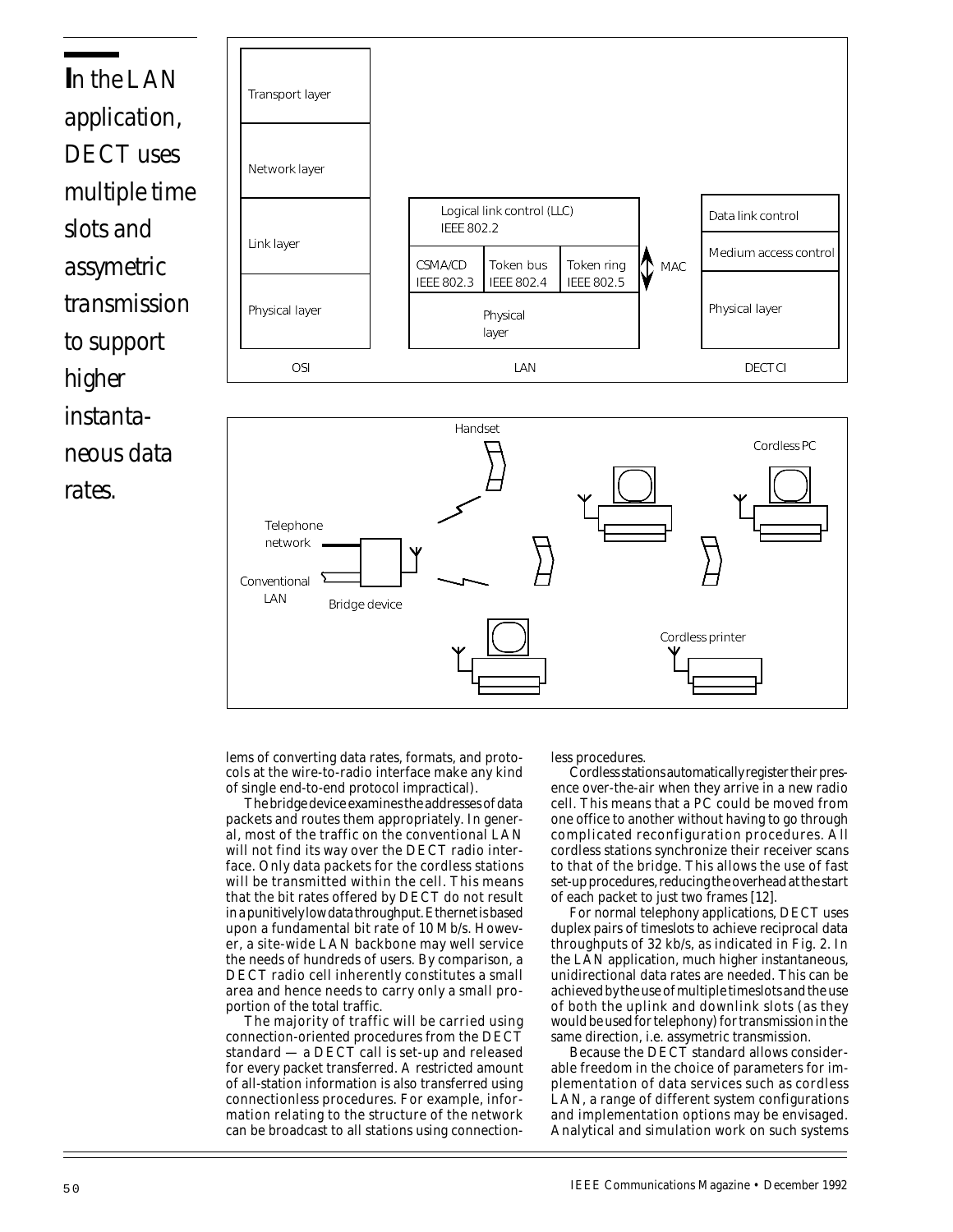**I**n the LAN application, DECT uses multiple time slots and assymetric transmission to support higher instantaneous data rates.

lems of converting data rates, formats, and protocols at the wire-to-radio interface make any kind of single end-to-end protocol impractical).

The bridge device examines the addresses of data packets and routes them appropriately. In general, most of the traffic on the conventional LAN will not find its way over the DECT radio interface. Only data packets for the cordless stations will be transmitted within the cell. This means that the bit rates offered by DECT do not result in a punitively low data throughput. Ethernet is based upon a fundamental bit rate of 10 Mb/s. However, a site-wide LAN backbone may well service the needs of hundreds of users. By comparison, a DECT radio cell inherently constitutes a small area and hence needs to carry only a small proportion of the total traffic.

The majority of traffic will be carried using connection-oriented procedures from the DECT standard — a DECT call is set-up and released for every packet transferred. A restricted amount of all-station information is also transferred using connectionless procedures. For example, information relating to the structure of the network can be broadcast to all stations using connectionless procedures.

Cordless stations automatically register their presence over-the-air when they arrive in a new radio cell. This means that a PC could be moved from one office to another without having to go through complicated reconfiguration procedures. All cordless stations synchronize their receiver scans to that of the bridge. This allows the use of fast set-up procedures, reducing the overhead at the start of each packet to just two frames [12].

For normal telephony applications, DECT uses duplex pairs of timeslots to achieve reciprocal data throughputs of 32 kb/s, as indicated in Fig. 2. In the LAN application, much higher instantaneous, unidirectional data rates are needed. This can be achieved by the use of multiple timeslots and the use of both the uplink and downlink slots (as they would be used for telephony) for transmission in the same direction, i.e. assymetric transmission.

Because the DECT standard allows considerable freedom in the choice of parameters for implementation of data services such as cordless LAN, a range of different system configurations and implementation options may be envisaged. Analytical and simulation work on such systems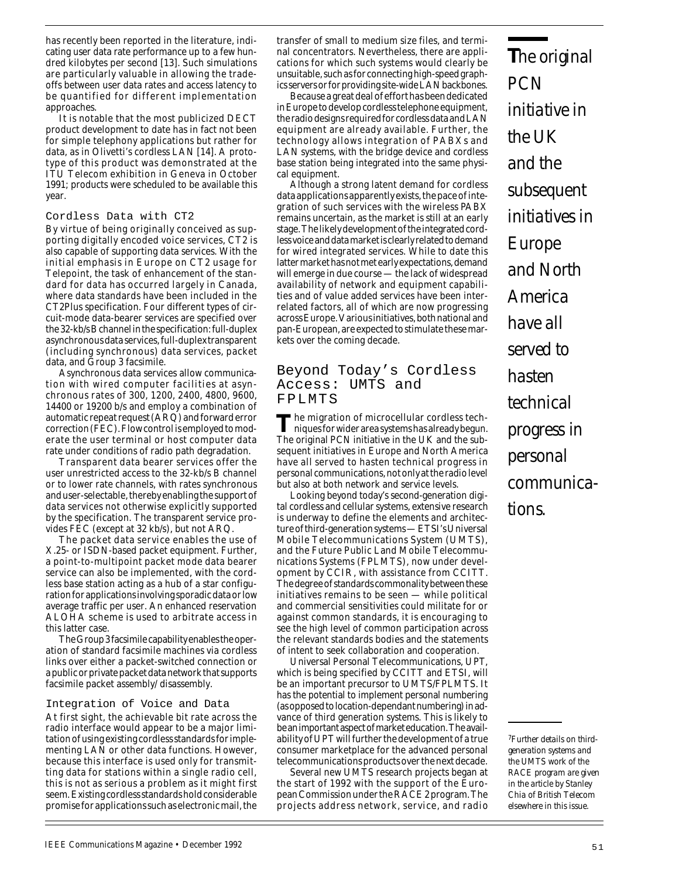has recently been reported in the literature, indicating user data rate performance up to a few hundred kilobytes per second [13]. Such simulations are particularly valuable in allowing the tradeoffs between user data rates and access latency to be quantified for different implementation approaches.

It is notable that the most publicized DECT product development to date has in fact not been for simple telephony applications but rather for data, as in Olivetti's cordless LAN [14]. A prototype of this product was demonstrated at the ITU Telecom exhibition in Geneva in October 1991; products were scheduled to be available this year.

### Cordless Data with CT2

By virtue of being originally conceived as supporting digitally encoded voice services, CT2 is also capable of supporting data services. With the initial emphasis in Europe on CT2 usage for Telepoint, the task of enhancement of the standard for data has occurred largely in Canada, where data standards have been included in the CT2Plus specification. Four different types of circuit-mode data-bearer services are specified over the 32-kb/s B channel in the specification: full-duplex asynchronous data services, full-duplex transparent (including synchronous) data services, packet data, and Group 3 facsimile.

Asynchronous data services allow communication with wired computer facilities at asynchronous rates of 300, 1200, 2400, 4800, 9600, 14400 or 19200 b/s and employ a combination of automatic repeat request (ARQ) and forward error correction (FEC). Flow control is employed to moderate the user terminal or host computer data rate under conditions of radio path degradation.

Transparent data bearer services offer the user unrestricted access to the 32-kb/s B channel or to lower rate channels, with rates synchronous and user-selectable, thereby enabling the support of data services not otherwise explicitly supported by the specification. The transparent service provides FEC (except at 32 kb/s), but not ARQ.

The packet data service enables the use of X.25- or ISDN-based packet equipment. Further, a point-to-multipoint packet mode data bearer service can also be implemented, with the cordless base station acting as a hub of a star configuration for applications involving sporadic data or low average traffic per user. An enhanced reservation ALOHA scheme is used to arbitrate access in this latter case.

The Group 3 facsimile capability enables the operation of standard facsimile machines via cordless links over either a packet-switched connection or a public or private packet data network that supports facsimile packet assembly/disassembly.

### Integration of Voice and Data

At first sight, the achievable bit rate across the radio interface would appear to be a major limitation of using existing cordless standards for implementing LAN or other data functions. However, because this interface is used only for transmitting data for stations within a single radio cell, this is not as serious a problem as it might first seem. Existing cordless standards hold considerable promise for applications such as electronic mail, the transfer of small to medium size files, and terminal concentrators. Nevertheless, there are applications for which such systems would clearly be unsuitable, such as for connecting high-speed graphics servers or for providing site-wide LAN backbones.

Because a great deal of effort has been dedicated in Europe to develop cordless telephone equipment, the radio designs required for cordless data and LAN equipment are already available. Further, the technology allows integration of PABXs and LAN systems, with the bridge device and cordless base station being integrated into the same physical equipment.

Although a strong latent demand for cordless data applications apparently exists, the pace of integration of such services with the wireless PABX remains uncertain, as the market is still at an early stage. The likely development of the integrated cordless voice and data market is clearly related to demand for wired integrated services. While to date this latter market has not met early expectations, demand will emerge in due course — the lack of widespread availability of network and equipment capabilities and of value added services have been interrelated factors, all of which are now progressing across Europe. Various initiatives, both national and pan-European, are expected to stimulate these markets over the coming decade.

## Beyond Today's Cordless Access: UMTS and FPLMTS

The migration of microcellular cordless techniques for wider area systems has already begun. The original PCN initiative in the UK and the subsequent initiatives in Europe and North America have all served to hasten technical progress in personal communications, not only at the radio level but also at both network and service levels.

Looking beyond today's second-generation digital cordless and cellular systems, extensive research is underway to define the elements and architecture of third-generation systems — ETSI's Universal Mobile Telecommunications System (UMTS), and the Future Public Land Mobile Telecommunications Systems (FPLMTS), now under development by CCIR, with assistance from CCITT. The degree of standards commonality between these initiatives remains to be seen — while political and commercial sensitivities could militate for or against common standards, it is encouraging to see the high level of common participation across the relevant standards bodies and the statements of intent to seek collaboration and cooperation.

Universal Personal Telecommunications, UPT, which is being specified by CCITT and ETSI, will be an important precursor to UMTS/FPLMTS. It has the potential to implement personal numbering (as opposed to location-dependant numbering) in advance of third generation systems. This is likely to be an important aspect of market education. The availability of UPT will further the development of a true consumer marketplace for the advanced personal telecommunications products over the next decade.

Several new UMTS research projects began at the start of 1992 with the support of the European Commission under the RACE 2 program. The projects address network, service, and radio

*The original PCN initiative in the UK and the subsequent initiatives in Europe and North America have all served to hasten technical progress in personal communications.*

[7]Further details on third-generation systems and the UMTS work of the RACE program are given in the article by Stanley Chia of British Telecom elsewhere in this issue.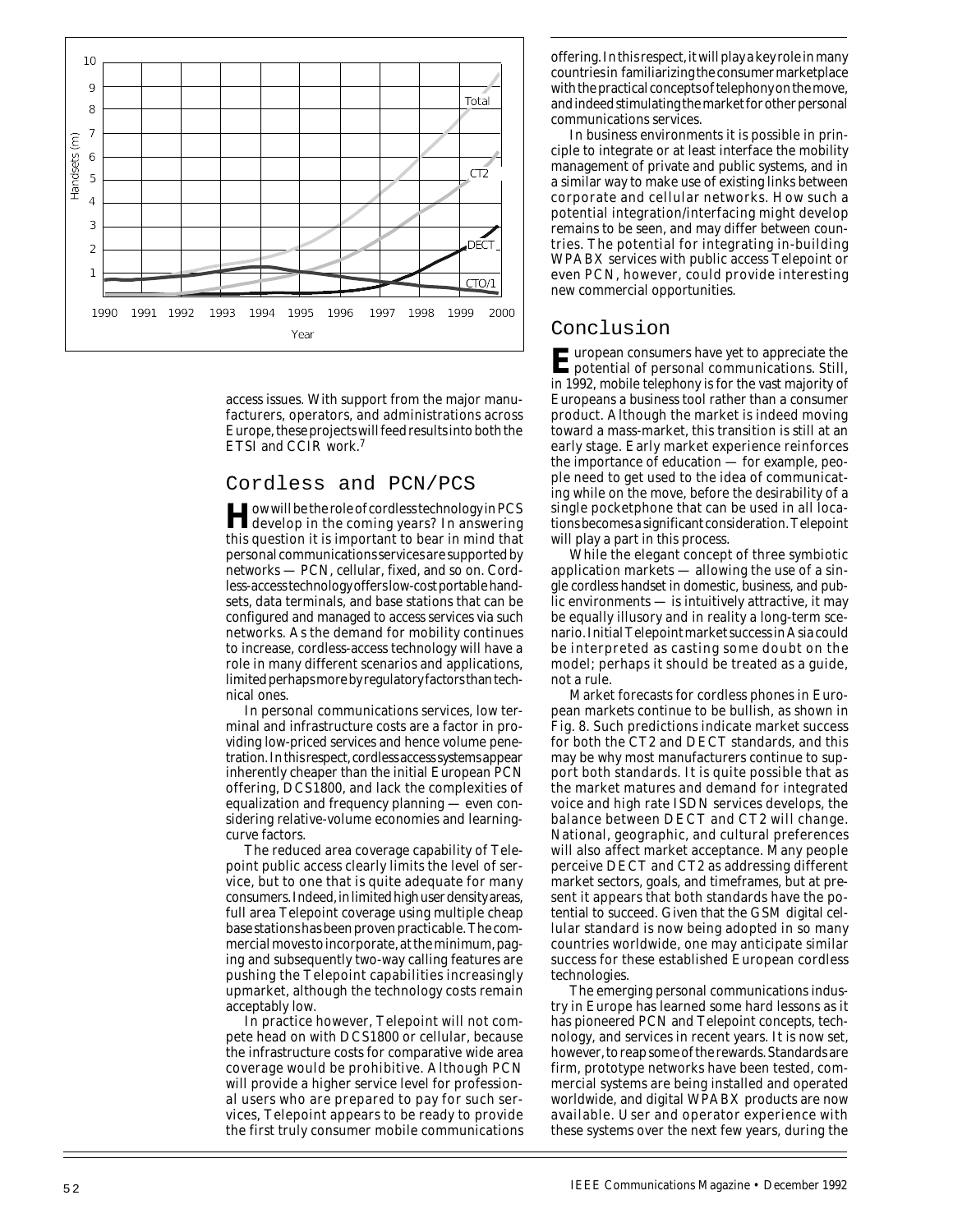access issues. With support from the major manufacturers, operators, and administrations across Europe, these projects will feed results into both the ETSI and CCIR work.[7]

## Cordless and PCN/PCS

How will be the role of cordless technology in PCS develop in the coming years? In answering this question it is important to bear in mind that personal communications services are supported by networks — PCN, cellular, fixed, and so on. Cordless-access technology offers low-cost portable handsets, data terminals, and base stations that can be configured and managed to access services via such networks. As the demand for mobility continues to increase, cordless-access technology will have a role in many different scenarios and applications, limited perhaps more by regulatory factors than technical ones.

In personal communications services, low terminal and infrastructure costs are a factor in providing low-priced services and hence volume penetration. In this respect, cordless access systems appear inherently cheaper than the initial European PCN offering, DCS1800, and lack the complexities of equalization and frequency planning — even considering relative-volume economies and learning-curve factors.

The reduced area coverage capability of Telepoint public access clearly limits the level of service, but to one that is quite adequate for many consumers. Indeed, in limited high user density areas, full area Telepoint coverage using multiple cheap base stations has been proven practicable. The commercial moves to incorporate, at the minimum, paging and subsequently two-way calling features are pushing the Telepoint capabilities increasingly upmarket, although the technology costs remain acceptably low.

In practice however, Telepoint will not compete head on with DCS1800 or cellular, because the infrastructure costs for comparative wide area coverage would be prohibitive. Although PCN will provide a higher service level for professional users who are prepared to pay for such services, Telepoint appears to be ready to provide the first truly consumer mobile communications offering. In this respect, it will play a key role in many countries in familiarizing the consumer marketplace with the practical concepts of telephony on the move, and indeed stimulating the market for other personal communications services.

In business environments it is possible in principle to integrate or at least interface the mobility management of private and public systems, and in a similar way to make use of existing links between corporate and cellular networks. How such a potential integration/interfacing might develop remains to be seen, and may differ between countries. The potential for integrating in-building WPABX services with public access Telepoint or even PCN, however, could provide interesting new commercial opportunities.

## Conclusion

European consumers have yet to appreciate the potential of personal communications. Still, in 1992, mobile telephony is for the vast majority of Europeans a business tool rather than a consumer product. Although the market is indeed moving toward a mass-market, this transition is still at an early stage. Early market experience reinforces the importance of education — for example, people need to get used to the idea of communicating while on the move, before the desirability of a single pocketphone that can be used in all locations becomes a significant consideration. Telepoint will play a part in this process.

While the elegant concept of three symbiotic application markets — allowing the use of a single cordless handset in domestic, business, and public environments — is intuitively attractive, it may be equally illusory and in reality a long-term scenario. Initial Telepoint market success in Asia could be interpreted as casting some doubt on the model; perhaps it should be treated as a guide, not a rule.

Market forecasts for cordless phones in European markets continue to be bullish, as shown in Fig. 8. Such predictions indicate market success for both the CT2 and DECT standards, and this may be why most manufacturers continue to support both standards. It is quite possible that as the market matures and demand for integrated voice and high rate ISDN services develops, the balance between DECT and CT2 will change. National, geographic, and cultural preferences will also affect market acceptance. Many people perceive DECT and CT2 as addressing different market sectors, goals, and timeframes, but at present it appears that both standards have the potential to succeed. Given that the GSM digital cellular standard is now being adopted in so many countries worldwide, one may anticipate similar success for these established European cordless technologies.

The emerging personal communications industry in Europe has learned some hard lessons as it has pioneered PCN and Telepoint concepts, technology, and services in recent years. It is now set, however, to reap some of the rewards. Standards are firm, prototype networks have been tested, commercial systems are being installed and operated worldwide, and digital WPABX products are now available. User and operator experience with these systems over the next few years, during the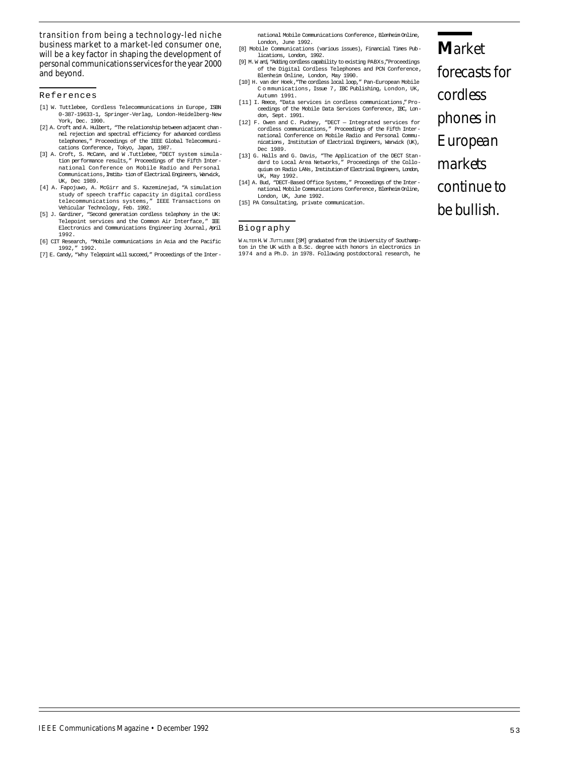transition from being a technology-led niche business market to a market-led consumer one, will be a key factor in shaping the development of personal communications services for the year 2000 and beyond.

## References

[1] W. Tuttlebee, Cordless Telecommunications in Europe, ISBN 0-387-19633-1, Springer-Verlag, London-Heidelberg-New York, Dec. 1990.

[2] A. Croft and A. Hulbert, "The relationship between adjacent channel rejection and spectral efficiency for advanced cordless telephones," Proceedings of the IEEE Global Telecommunications Conference, Tokyo, Japan, 1987.

[3] A. Croft, S. McCann, and W .Tuttlebee, "DECT system simulation performance results," Proceedings of the Fifth International Conference on Mobile Radio and Personal Communications, Institu- tion of Electrical Engineers, Warwick, UK, Dec 1989.

[4] A. Fapojuwo, A. McGirr and S. Kazeminejad, "A simulation study of speech traffic capacity in digital cordless telecommunications systems," IEEE Transactions on Vehicular Technology, Feb. 1992.

[5] J. Gardiner, "Second generation cordless telephony in the UK: Telepoint services and the Common Air Interface," IEE Electronics and Communications Engineering Journal, April 1992.

[6] CIT Research, "Mobile communications in Asia and the Pacific 1992," 1992.

[7] E. Candy, "Why Telepoint will succeed," Proceedings of the International Mobile Communications Conference, Blenheim Online, London, June 1992.

[8] Mobile Communications (various issues), Financial Times Publications, London, 1992.

[9] M. Ward, "Adding cordless capability to existing PABXs," Proceedings of the Digital Cordless Telephones and PCN Conference, Blenheim Online, London, May 1990.

[10] H. van der Hoek, "The cordless local loop," Pan-European Mobile Communications, Issue 7, IBC Publishing, London, UK, Autumn 1991.

[11] I. Reece, "Data services in cordless communications," Proceedings of the Mobile Data Services Conference, IBC, London, Sept. 1991.

[12] F. Owen and C. Pudney, "DECT — Integrated services for cordless communications," Proceedings of the Fifth International Conference on Mobile Radio and Personal Communications, Institution of Electrical Engineers, Warwick (UK), Dec 1989.

[13] G. Halls and G. Davis, "The Application of the DECT Standard to Local Area Networks," Proceedings of the Colloquium on Radio LANs, Institution of Electrical Engineers, London, UK, May 1992.

[14] A. Bud, "DECT-Based Office Systems," Proceedings of the International Mobile Communications Conference, Blenheim Online, London, UK, June 1992.

[15] PA Consultating, private communication.

## Biography

WALTER H. W. TUTTLEBEE [SM] graduated from the University of Southampton in the UK with a B.Sc. degree with honors in electronics in 1974 and a Ph.D. in 1978. Following postdoctoral research, he

**Market forecasts for cordless phones in European markets continue to be bullish.**